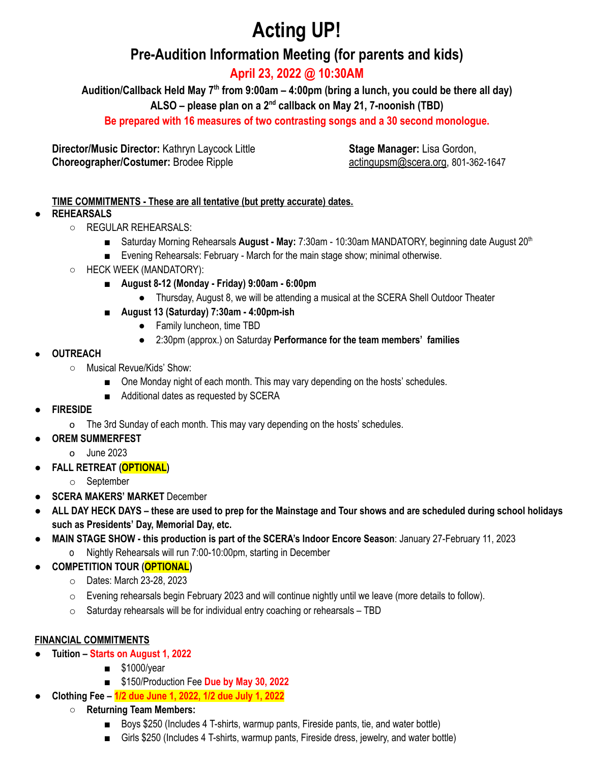# Acting UP!

## Pre-Audition Information Meeting (for parents and kids)

### April 23, 2022 @ 10:30AM

**Audition/Callback Held May 7th from 9:00am – 4:00pm (bring a lunch, you could be there all day)**

**ALSO – please plan on a 2nd callback on May 21, 7-noonish (TBD)**

**Be prepared with 16 measures of two contrasting songs and a 30 second monologue.**

**Director/Music Director:** Kathryn Laycock Little
**Choreographer/Costumer:** Brodee Ripple

**Stage Manager:** Lisa Gordon, actingupsm@scera.org, 801-362-1647

**TIME COMMITMENTS - These are all tentative (but pretty accurate) dates.**

- **REHEARSALS**
  - REGULAR REHEARSALS:
    - Saturday Morning Rehearsals **August - May:** 7:30am - 10:30am MANDATORY, beginning date August 20th
    - Evening Rehearsals: February - March for the main stage show; minimal otherwise.
  - HECK WEEK (MANDATORY):
    - **August 8-12 (Monday - Friday) 9:00am - 6:00pm**
      - Thursday, August 8, we will be attending a musical at the SCERA Shell Outdoor Theater
    - **August 13 (Saturday) 7:30am - 4:00pm-ish**
      - Family luncheon, time TBD
      - 2:30pm (approx.) on Saturday **Performance for the team members' families**
- **OUTREACH**
  - Musical Revue/Kids' Show:
    - One Monday night of each month. This may vary depending on the hosts' schedules.
    - Additional dates as requested by SCERA
- **FIRESIDE**
  - The 3rd Sunday of each month. This may vary depending on the hosts' schedules.
- **OREM SUMMERFEST**
  - June 2023
- **FALL RETREAT (OPTIONAL)**
  - September
- **SCERA MAKERS' MARKET** December
- **ALL DAY HECK DAYS – these are used to prep for the Mainstage and Tour shows and are scheduled during school holidays such as Presidents' Day, Memorial Day, etc.**
- **MAIN STAGE SHOW - this production is part of the SCERA's Indoor Encore Season**: January 27-February 11, 2023
  - Nightly Rehearsals will run 7:00-10:00pm, starting in December
- **COMPETITION TOUR (OPTIONAL)**
  - Dates: March 23-28, 2023
  - Evening rehearsals begin February 2023 and will continue nightly until we leave (more details to follow).
  - Saturday rehearsals will be for individual entry coaching or rehearsals – TBD

**FINANCIAL COMMITMENTS**

- **Tuition – Starts on August 1, 2022**
  - $1000/year
  - $150/Production Fee **Due by May 30, 2022**
- **Clothing Fee – 1/2 due June 1, 2022, 1/2 due July 1, 2022**
  - **Returning Team Members:**
    - Boys $250 (Includes 4 T-shirts, warmup pants, Fireside pants, tie, and water bottle)
    - Girls $250 (Includes 4 T-shirts, warmup pants, Fireside dress, jewelry, and water bottle)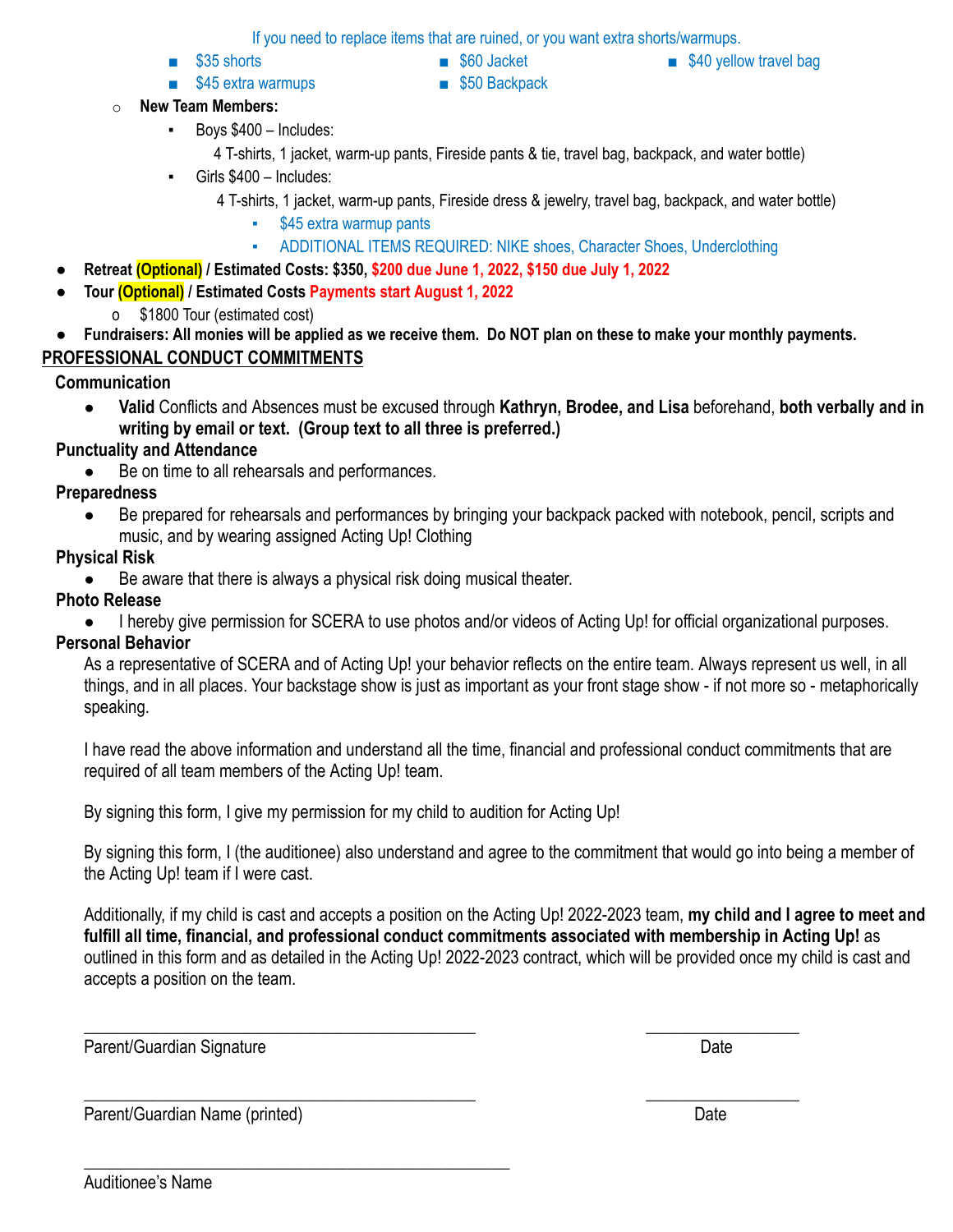If you need to replace items that are ruined, or you want extra shorts/warmups.

- $35 shorts
- $60 Jacket
- $40 yellow travel bag
- $45 extra warmups
- $50 Backpack

- **New Team Members:**
  - Boys $400 – Includes:
    4 T-shirts, 1 jacket, warm-up pants, Fireside pants & tie, travel bag, backpack, and water bottle)
  - Girls $400 – Includes:
    4 T-shirts, 1 jacket, warm-up pants, Fireside dress & jewelry, travel bag, backpack, and water bottle)
    - $45 extra warmup pants
    - ADDITIONAL ITEMS REQUIRED: NIKE shoes, Character Shoes, Underclothing

- **Retreat (Optional) / Estimated Costs: $350, $200 due June 1, 2022, $150 due July 1, 2022**
- **Tour (Optional) / Estimated Costs Payments start August 1, 2022**
  - $1800 Tour (estimated cost)
- **Fundraisers: All monies will be applied as we receive them. Do NOT plan on these to make your monthly payments.**

## PROFESSIONAL CONDUCT COMMITMENTS

### Communication

- **Valid** Conflicts and Absences must be excused through **Kathryn, Brodee, and Lisa** beforehand, **both verbally and in writing by email or text. (Group text to all three is preferred.)**

### Punctuality and Attendance

- Be on time to all rehearsals and performances.

### Preparedness

- Be prepared for rehearsals and performances by bringing your backpack packed with notebook, pencil, scripts and music, and by wearing assigned Acting Up! Clothing

### Physical Risk

- Be aware that there is always a physical risk doing musical theater.

### Photo Release

- I hereby give permission for SCERA to use photos and/or videos of Acting Up! for official organizational purposes.

### Personal Behavior

As a representative of SCERA and of Acting Up! your behavior reflects on the entire team. Always represent us well, in all things, and in all places. Your backstage show is just as important as your front stage show - if not more so - metaphorically speaking.

I have read the above information and understand all the time, financial and professional conduct commitments that are required of all team members of the Acting Up! team.

By signing this form, I give my permission for my child to audition for Acting Up!

By signing this form, I (the auditionee) also understand and agree to the commitment that would go into being a member of the Acting Up! team if I were cast.

Additionally, if my child is cast and accepts a position on the Acting Up! 2022-2023 team, **my child and I agree to meet and fulfill all time, financial, and professional conduct commitments associated with membership in Acting Up!** as outlined in this form and as detailed in the Acting Up! 2022-2023 contract, which will be provided once my child is cast and accepts a position on the team.

\_\_\_\_\_\_\_\_\_\_\_\_\_\_\_\_\_\_\_\_\_\_\_\_\_\_\_\_\_\_\_\_\_\_\_\_\_\_\_\_ \_\_\_\_\_\_\_\_\_\_\_\_\_\_\_\_
Parent/Guardian Signature Date

\_\_\_\_\_\_\_\_\_\_\_\_\_\_\_\_\_\_\_\_\_\_\_\_\_\_\_\_\_\_\_\_\_\_\_\_\_\_\_\_ \_\_\_\_\_\_\_\_\_\_\_\_\_\_\_\_
Parent/Guardian Name (printed) Date

\_\_\_\_\_\_\_\_\_\_\_\_\_\_\_\_\_\_\_\_\_\_\_\_\_\_\_\_\_\_\_\_\_\_\_\_\_\_\_\_
Auditionee's Name